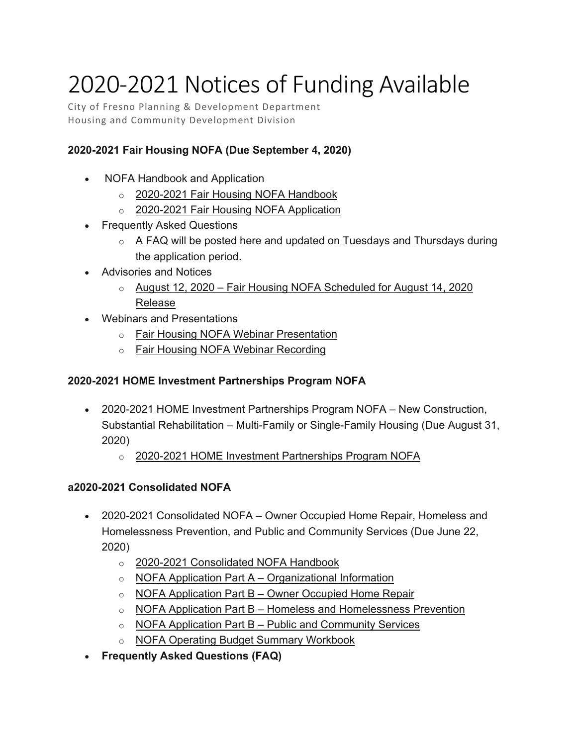# 2020-2021 Notices of Funding Available

City of Fresno Planning & Development Department
Housing and Community Development Division

**2020-2021 Fair Housing NOFA (Due September 4, 2020)**

- NOFA Handbook and Application
  - 2020-2021 Fair Housing NOFA Handbook
  - 2020-2021 Fair Housing NOFA Application
- Frequently Asked Questions
  - A FAQ will be posted here and updated on Tuesdays and Thursdays during the application period.
- Advisories and Notices
  - August 12, 2020 – Fair Housing NOFA Scheduled for August 14, 2020 Release
- Webinars and Presentations
  - Fair Housing NOFA Webinar Presentation
  - Fair Housing NOFA Webinar Recording

**2020-2021 HOME Investment Partnerships Program NOFA**

- 2020-2021 HOME Investment Partnerships Program NOFA – New Construction, Substantial Rehabilitation – Multi-Family or Single-Family Housing (Due August 31, 2020)
  - 2020-2021 HOME Investment Partnerships Program NOFA

**a2020-2021 Consolidated NOFA**

- 2020-2021 Consolidated NOFA – Owner Occupied Home Repair, Homeless and Homelessness Prevention, and Public and Community Services (Due June 22, 2020)
  - 2020-2021 Consolidated NOFA Handbook
  - NOFA Application Part A – Organizational Information
  - NOFA Application Part B – Owner Occupied Home Repair
  - NOFA Application Part B – Homeless and Homelessness Prevention
  - NOFA Application Part B – Public and Community Services
  - NOFA Operating Budget Summary Workbook
- **Frequently Asked Questions (FAQ)**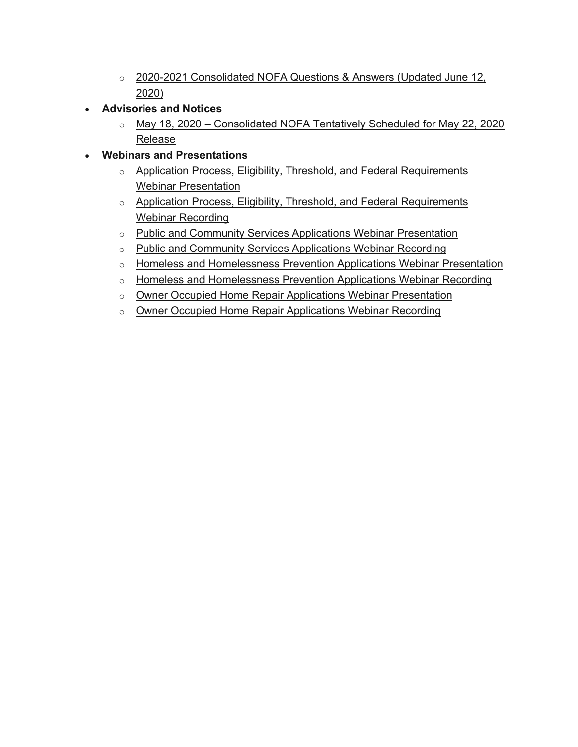- 2020-2021 Consolidated NOFA Questions & Answers (Updated June 12, 2020)
- **Advisories and Notices**
  - May 18, 2020 – Consolidated NOFA Tentatively Scheduled for May 22, 2020 Release
- **Webinars and Presentations**
  - Application Process, Eligibility, Threshold, and Federal Requirements Webinar Presentation
  - Application Process, Eligibility, Threshold, and Federal Requirements Webinar Recording
  - Public and Community Services Applications Webinar Presentation
  - Public and Community Services Applications Webinar Recording
  - Homeless and Homelessness Prevention Applications Webinar Presentation
  - Homeless and Homelessness Prevention Applications Webinar Recording
  - Owner Occupied Home Repair Applications Webinar Presentation
  - Owner Occupied Home Repair Applications Webinar Recording